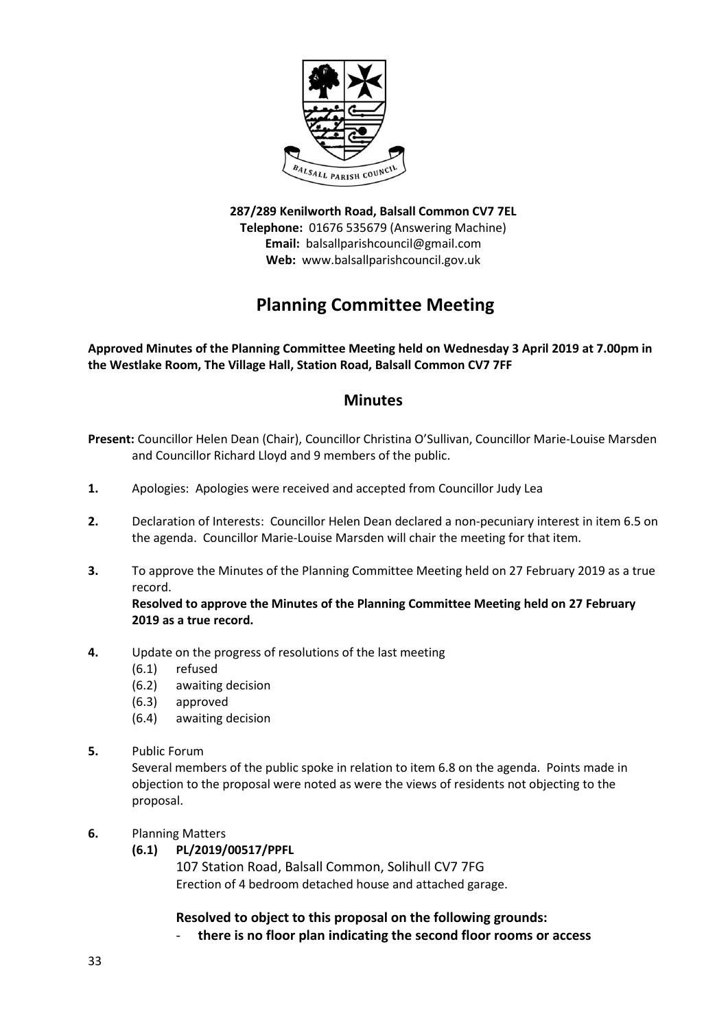287/289 Kenilworth Road, Balsall Common CV7 7EL
**Telephone:** 01676 535679 (Answering Machine)
**Email:** balsallparishcouncil@gmail.com
**Web:** www.balsallparishcouncil.gov.uk

# Planning Committee Meeting

**Approved Minutes of the Planning Committee Meeting held on Wednesday 3 April 2019 at 7.00pm in the Westlake Room, The Village Hall, Station Road, Balsall Common CV7 7FF**

## Minutes

**Present:** Councillor Helen Dean (Chair), Councillor Christina O'Sullivan, Councillor Marie-Louise Marsden and Councillor Richard Lloyd and 9 members of the public.

**1.** Apologies: Apologies were received and accepted from Councillor Judy Lea

**2.** Declaration of Interests: Councillor Helen Dean declared a non-pecuniary interest in item 6.5 on the agenda. Councillor Marie-Louise Marsden will chair the meeting for that item.

**3.** To approve the Minutes of the Planning Committee Meeting held on 27 February 2019 as a true record.
**Resolved to approve the Minutes of the Planning Committee Meeting held on 27 February 2019 as a true record.**

**4.** Update on the progress of resolutions of the last meeting
- (6.1) refused
- (6.2) awaiting decision
- (6.3) approved
- (6.4) awaiting decision

**5.** Public Forum
Several members of the public spoke in relation to item 6.8 on the agenda. Points made in objection to the proposal were noted as were the views of residents not objecting to the proposal.

**6.** Planning Matters

**(6.1) PL/2019/00517/PPFL**
107 Station Road, Balsall Common, Solihull CV7 7FG
Erection of 4 bedroom detached house and attached garage.

**Resolved to object to this proposal on the following grounds:**
- **there is no floor plan indicating the second floor rooms or access**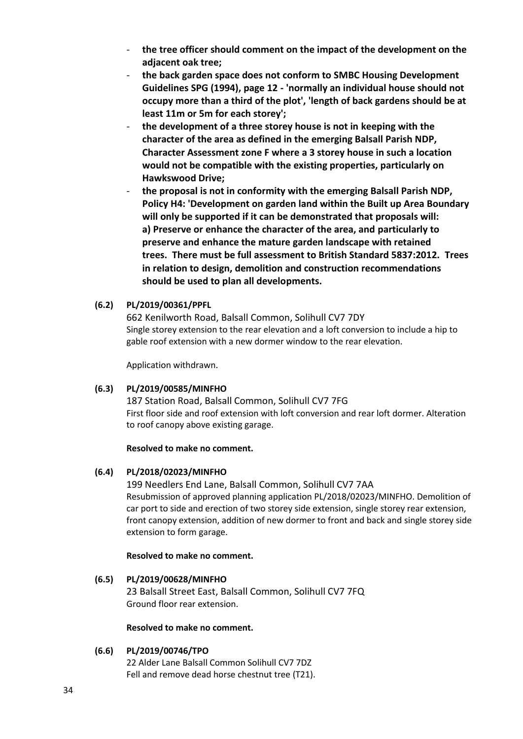- **the tree officer should comment on the impact of the development on the adjacent oak tree;**
- **the back garden space does not conform to SMBC Housing Development Guidelines SPG (1994), page 12 - 'normally an individual house should not occupy more than a third of the plot', 'length of back gardens should be at least 11m or 5m for each storey';**
- **the development of a three storey house is not in keeping with the character of the area as defined in the emerging Balsall Parish NDP, Character Assessment zone F where a 3 storey house in such a location would not be compatible with the existing properties, particularly on Hawkswood Drive;**
- **the proposal is not in conformity with the emerging Balsall Parish NDP, Policy H4: 'Development on garden land within the Built up Area Boundary will only be supported if it can be demonstrated that proposals will: a) Preserve or enhance the character of the area, and particularly to preserve and enhance the mature garden landscape with retained trees. There must be full assessment to British Standard 5837:2012. Trees in relation to design, demolition and construction recommendations should be used to plan all developments.**

**(6.2) PL/2019/00361/PPFL**

662 Kenilworth Road, Balsall Common, Solihull CV7 7DY
Single storey extension to the rear elevation and a loft conversion to include a hip to gable roof extension with a new dormer window to the rear elevation.

Application withdrawn.

**(6.3) PL/2019/00585/MINFHO**

187 Station Road, Balsall Common, Solihull CV7 7FG
First floor side and roof extension with loft conversion and rear loft dormer. Alteration to roof canopy above existing garage.

**Resolved to make no comment.**

**(6.4) PL/2018/02023/MINFHO**

199 Needlers End Lane, Balsall Common, Solihull CV7 7AA
Resubmission of approved planning application PL/2018/02023/MINFHO. Demolition of car port to side and erection of two storey side extension, single storey rear extension, front canopy extension, addition of new dormer to front and back and single storey side extension to form garage.

**Resolved to make no comment.**

**(6.5) PL/2019/00628/MINFHO**

23 Balsall Street East, Balsall Common, Solihull CV7 7FQ
Ground floor rear extension.

**Resolved to make no comment.**

**(6.6) PL/2019/00746/TPO**

22 Alder Lane Balsall Common Solihull CV7 7DZ
Fell and remove dead horse chestnut tree (T21).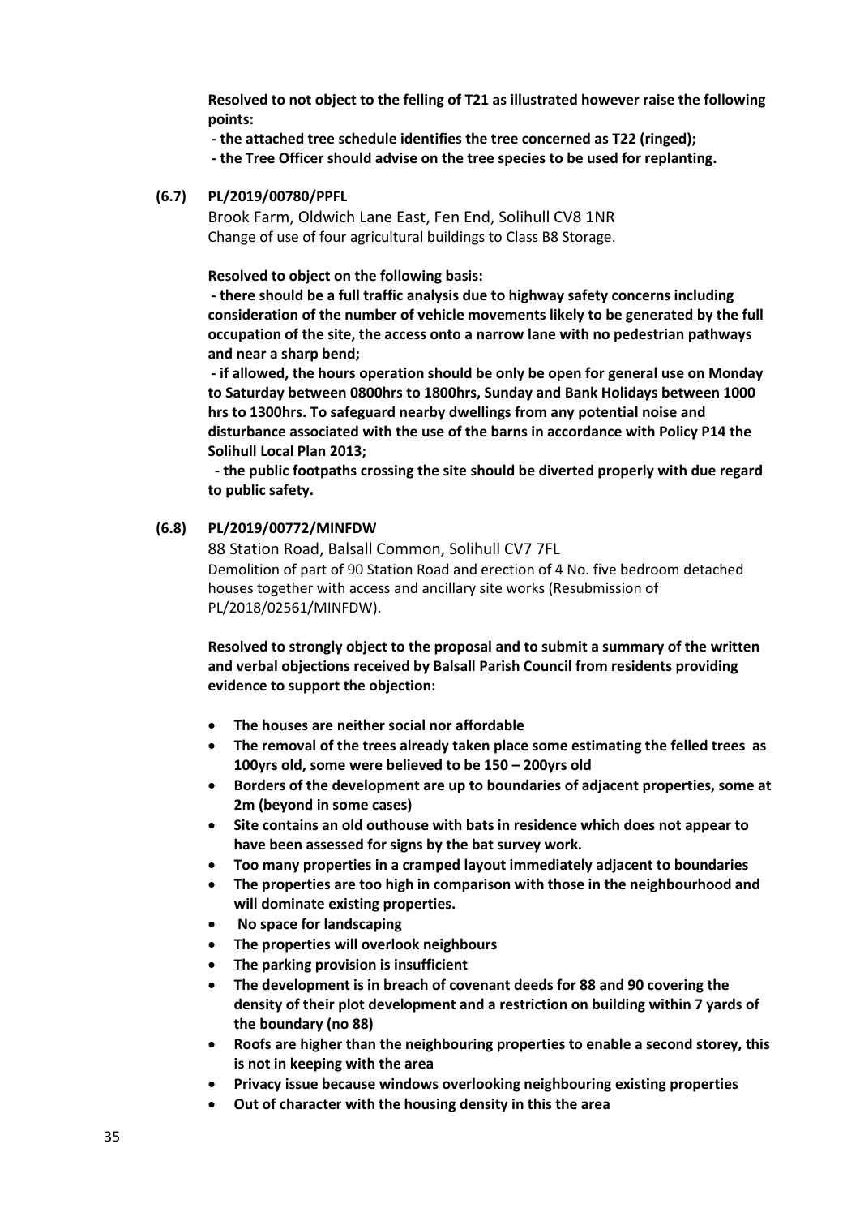**Resolved to not object to the felling of T21 as illustrated however raise the following points:**

**- the attached tree schedule identifies the tree concerned as T22 (ringed);**

**- the Tree Officer should advise on the tree species to be used for replanting.**

**(6.7) PL/2019/00780/PPFL**

Brook Farm, Oldwich Lane East, Fen End, Solihull CV8 1NR
Change of use of four agricultural buildings to Class B8 Storage.

**Resolved to object on the following basis:**

**- there should be a full traffic analysis due to highway safety concerns including consideration of the number of vehicle movements likely to be generated by the full occupation of the site, the access onto a narrow lane with no pedestrian pathways and near a sharp bend;**

**- if allowed, the hours operation should be only be open for general use on Monday to Saturday between 0800hrs to 1800hrs, Sunday and Bank Holidays between 1000 hrs to 1300hrs. To safeguard nearby dwellings from any potential noise and disturbance associated with the use of the barns in accordance with Policy P14 the Solihull Local Plan 2013;**

**- the public footpaths crossing the site should be diverted properly with due regard to public safety.**

**(6.8) PL/2019/00772/MINFDW**

88 Station Road, Balsall Common, Solihull CV7 7FL
Demolition of part of 90 Station Road and erection of 4 No. five bedroom detached houses together with access and ancillary site works (Resubmission of PL/2018/02561/MINFDW).

**Resolved to strongly object to the proposal and to submit a summary of the written and verbal objections received by Balsall Parish Council from residents providing evidence to support the objection:**

- **The houses are neither social nor affordable**
- **The removal of the trees already taken place some estimating the felled trees as 100yrs old, some were believed to be 150 – 200yrs old**
- **Borders of the development are up to boundaries of adjacent properties, some at 2m (beyond in some cases)**
- **Site contains an old outhouse with bats in residence which does not appear to have been assessed for signs by the bat survey work.**
- **Too many properties in a cramped layout immediately adjacent to boundaries**
- **The properties are too high in comparison with those in the neighbourhood and will dominate existing properties.**
- **No space for landscaping**
- **The properties will overlook neighbours**
- **The parking provision is insufficient**
- **The development is in breach of covenant deeds for 88 and 90 covering the density of their plot development and a restriction on building within 7 yards of the boundary (no 88)**
- **Roofs are higher than the neighbouring properties to enable a second storey, this is not in keeping with the area**
- **Privacy issue because windows overlooking neighbouring existing properties**
- **Out of character with the housing density in this the area**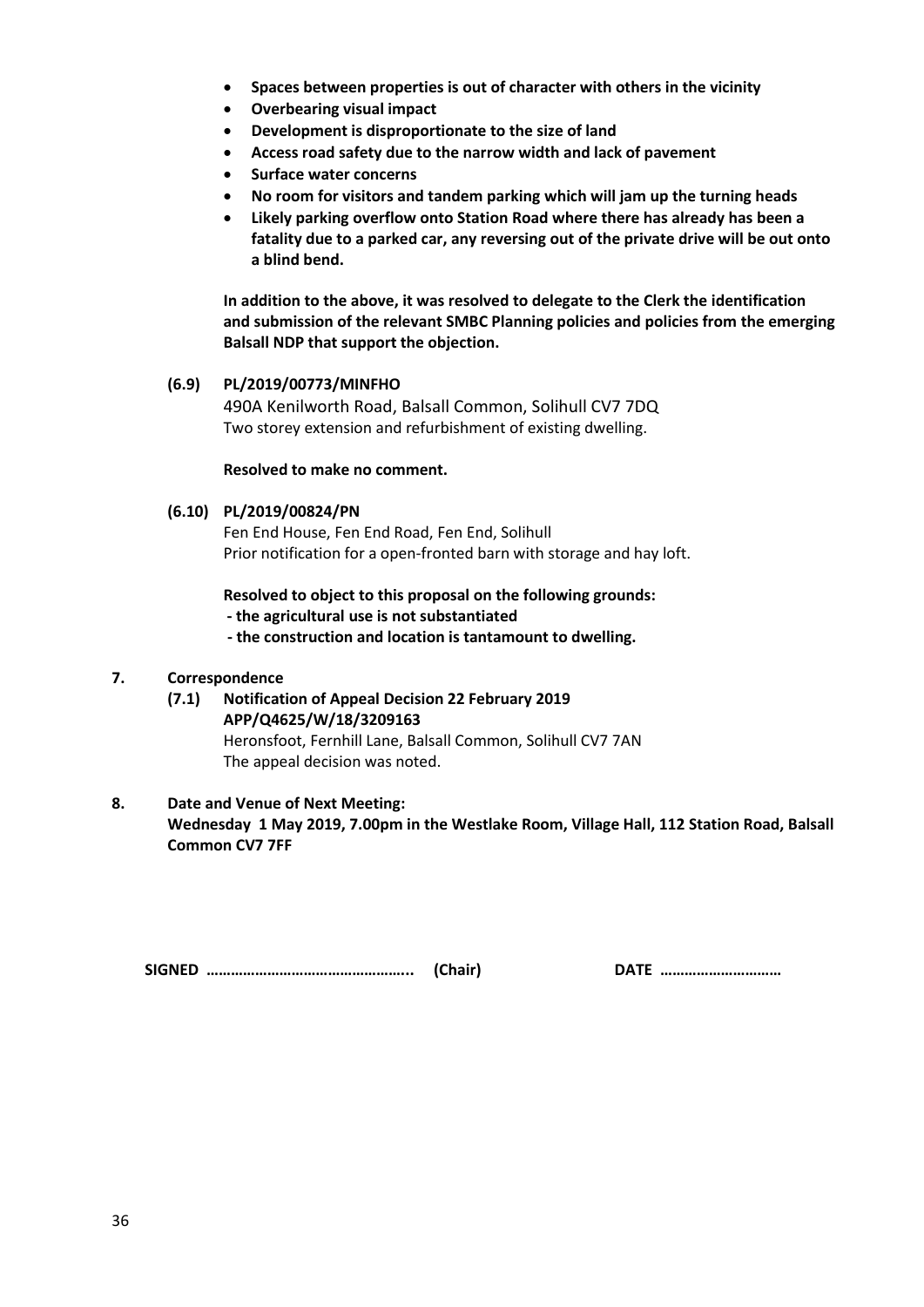- **Spaces between properties is out of character with others in the vicinity**
- **Overbearing visual impact**
- **Development is disproportionate to the size of land**
- **Access road safety due to the narrow width and lack of pavement**
- **Surface water concerns**
- **No room for visitors and tandem parking which will jam up the turning heads**
- **Likely parking overflow onto Station Road where there has already has been a fatality due to a parked car, any reversing out of the private drive will be out onto a blind bend.**

**In addition to the above, it was resolved to delegate to the Clerk the identification and submission of the relevant SMBC Planning policies and policies from the emerging Balsall NDP that support the objection.**

**(6.9) PL/2019/00773/MINFHO**

490A Kenilworth Road, Balsall Common, Solihull CV7 7DQ
Two storey extension and refurbishment of existing dwelling.

**Resolved to make no comment.**

**(6.10) PL/2019/00824/PN**

Fen End House, Fen End Road, Fen End, Solihull
Prior notification for a open-fronted barn with storage and hay loft.

**Resolved to object to this proposal on the following grounds:**
**- the agricultural use is not substantiated**
**- the construction and location is tantamount to dwelling.**

## 7. Correspondence

**(7.1) Notification of Appeal Decision 22 February 2019**
**APP/Q4625/W/18/3209163**

Heronsfoot, Fernhill Lane, Balsall Common, Solihull CV7 7AN
The appeal decision was noted.

## 8. Date and Venue of Next Meeting:

**Wednesday 1 May 2019, 7.00pm in the Westlake Room, Village Hall, 112 Station Road, Balsall Common CV7 7FF**

**SIGNED ………………………………………….. (Chair) DATE ………………………**